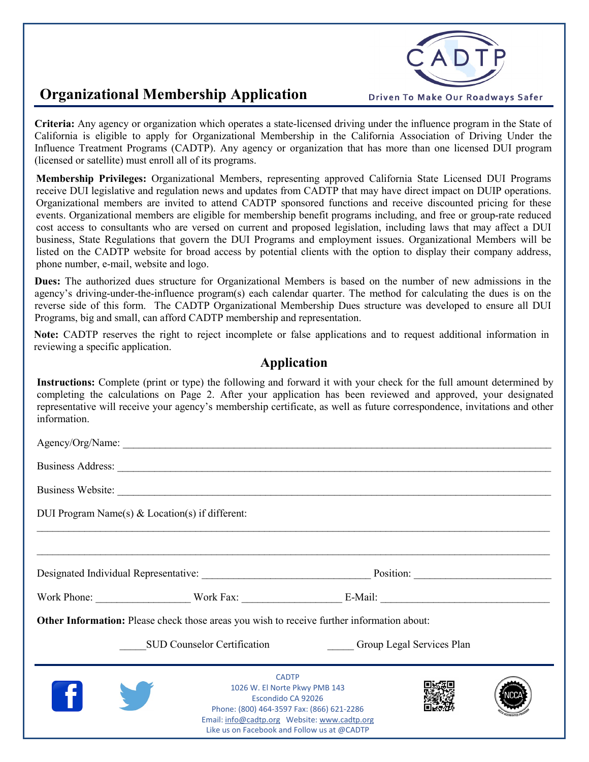# Organizational Membership Application

CADTP

Driven To Make Our Roadways Safer

**Criteria:** Any agency or organization which operates a state-licensed driving under the influence program in the State of California is eligible to apply for Organizational Membership in the California Association of Driving Under the Influence Treatment Programs (CADTP). Any agency or organization that has more than one licensed DUI program (licensed or satellite) must enroll all of its programs.

**Membership Privileges:** Organizational Members, representing approved California State Licensed DUI Programs receive DUI legislative and regulation news and updates from CADTP that may have direct impact on DUIP operations. Organizational members are invited to attend CADTP sponsored functions and receive discounted pricing for these events. Organizational members are eligible for membership benefit programs including, and free or group-rate reduced cost access to consultants who are versed on current and proposed legislation, including laws that may affect a DUI business, State Regulations that govern the DUI Programs and employment issues. Organizational Members will be listed on the CADTP website for broad access by potential clients with the option to display their company address, phone number, e-mail, website and logo.

**Dues:** The authorized dues structure for Organizational Members is based on the number of new admissions in the agency's driving-under-the-influence program(s) each calendar quarter. The method for calculating the dues is on the reverse side of this form. The CADTP Organizational Membership Dues structure was developed to ensure all DUI Programs, big and small, can afford CADTP membership and representation.

**Note:** CADTP reserves the right to reject incomplete or false applications and to request additional information in reviewing a specific application.

## Application

**Instructions:** Complete (print or type) the following and forward it with your check for the full amount determined by completing the calculations on Page 2. After your application has been reviewed and approved, your designated representative will receive your agency's membership certificate, as well as future correspondence, invitations and other information.

Agency/Org/Name: ______________________________________________

Business Address: ______________________________________________

Business Website: ______________________________________________

DUI Program Name(s) & Location(s) if different:

______________________________________________

______________________________________________

Designated Individual Representative: ______________________ Position: ____________________

Work Phone: ______________ Work Fax: ______________ E-Mail: ______________________

**Other Information:** Please check those areas you wish to receive further information about:

_____SUD Counselor Certification _____ Group Legal Services Plan

CADTP
1026 W. El Norte Pkwy PMB 143
Escondido CA 92026
Phone: (800) 464-3597 Fax: (866) 621-2286
Email: info@cadtp.org Website: www.cadtp.org
Like us on Facebook and Follow us at @CADTP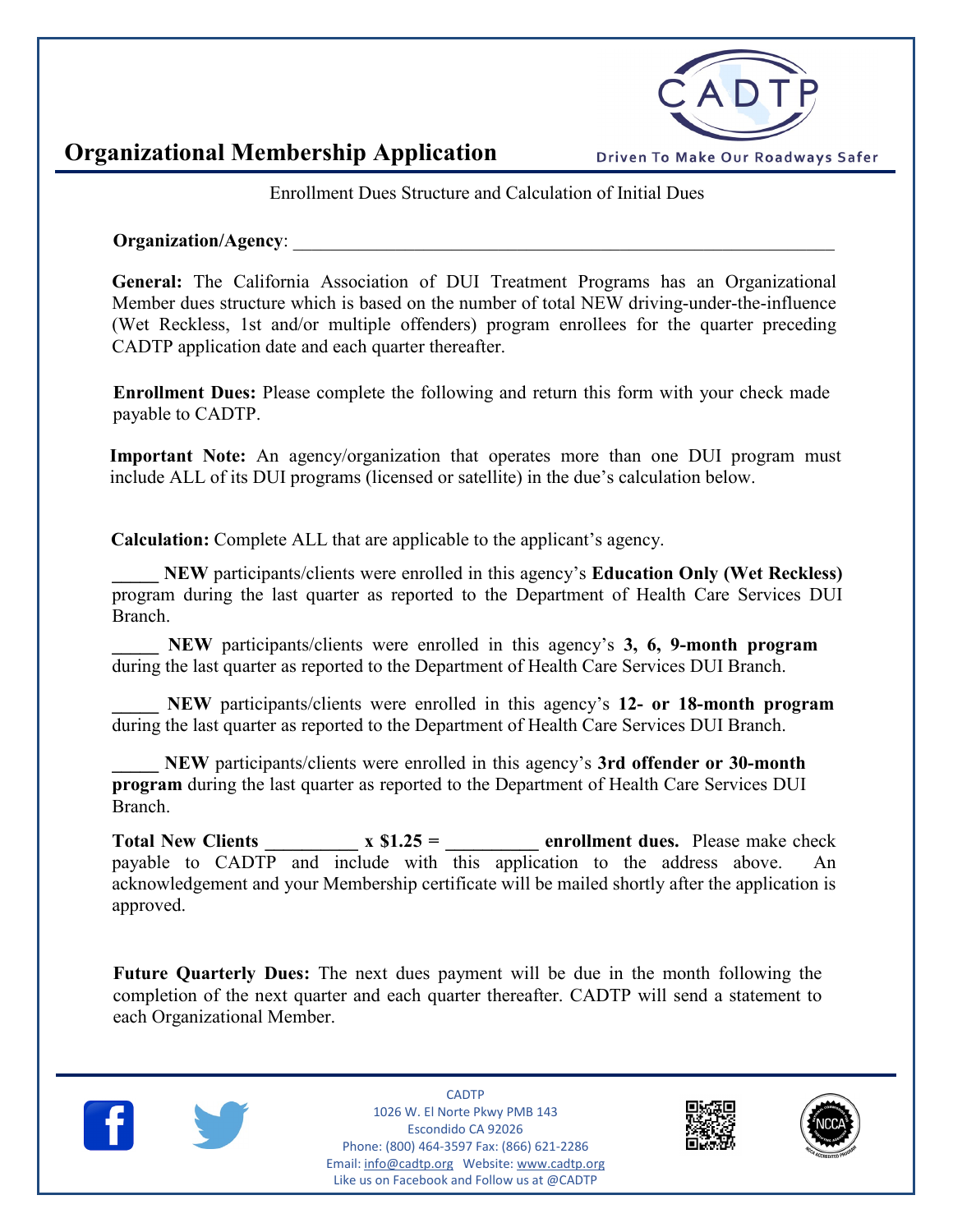# Organizational Membership Application

Driven To Make Our Roadways Safer

Enrollment Dues Structure and Calculation of Initial Dues

**Organization/Agency**: ____________________________________________________________

**General:** The California Association of DUI Treatment Programs has an Organizational Member dues structure which is based on the number of total NEW driving-under-the-influence (Wet Reckless, 1st and/or multiple offenders) program enrollees for the quarter preceding CADTP application date and each quarter thereafter.

**Enrollment Dues:** Please complete the following and return this form with your check made payable to CADTP.

**Important Note:** An agency/organization that operates more than one DUI program must include ALL of its DUI programs (licensed or satellite) in the due's calculation below.

**Calculation:** Complete ALL that are applicable to the applicant's agency.

_____ **NEW** participants/clients were enrolled in this agency's **Education Only (Wet Reckless)** program during the last quarter as reported to the Department of Health Care Services DUI Branch.

_____ **NEW** participants/clients were enrolled in this agency's **3, 6, 9-month program** during the last quarter as reported to the Department of Health Care Services DUI Branch.

_____ **NEW** participants/clients were enrolled in this agency's **12- or 18-month program** during the last quarter as reported to the Department of Health Care Services DUI Branch.

_____ **NEW** participants/clients were enrolled in this agency's **3rd offender or 30-month program** during the last quarter as reported to the Department of Health Care Services DUI Branch.

**Total New Clients __________ x $1.25 = __________ enrollment dues.** Please make check payable to CADTP and include with this application to the address above. An acknowledgement and your Membership certificate will be mailed shortly after the application is approved.

**Future Quarterly Dues:** The next dues payment will be due in the month following the completion of the next quarter and each quarter thereafter. CADTP will send a statement to each Organizational Member.

CADTP
1026 W. El Norte Pkwy PMB 143
Escondido CA 92026
Phone: (800) 464-3597 Fax: (866) 621-2286
Email: info@cadtp.org Website: www.cadtp.org
Like us on Facebook and Follow us at @CADTP